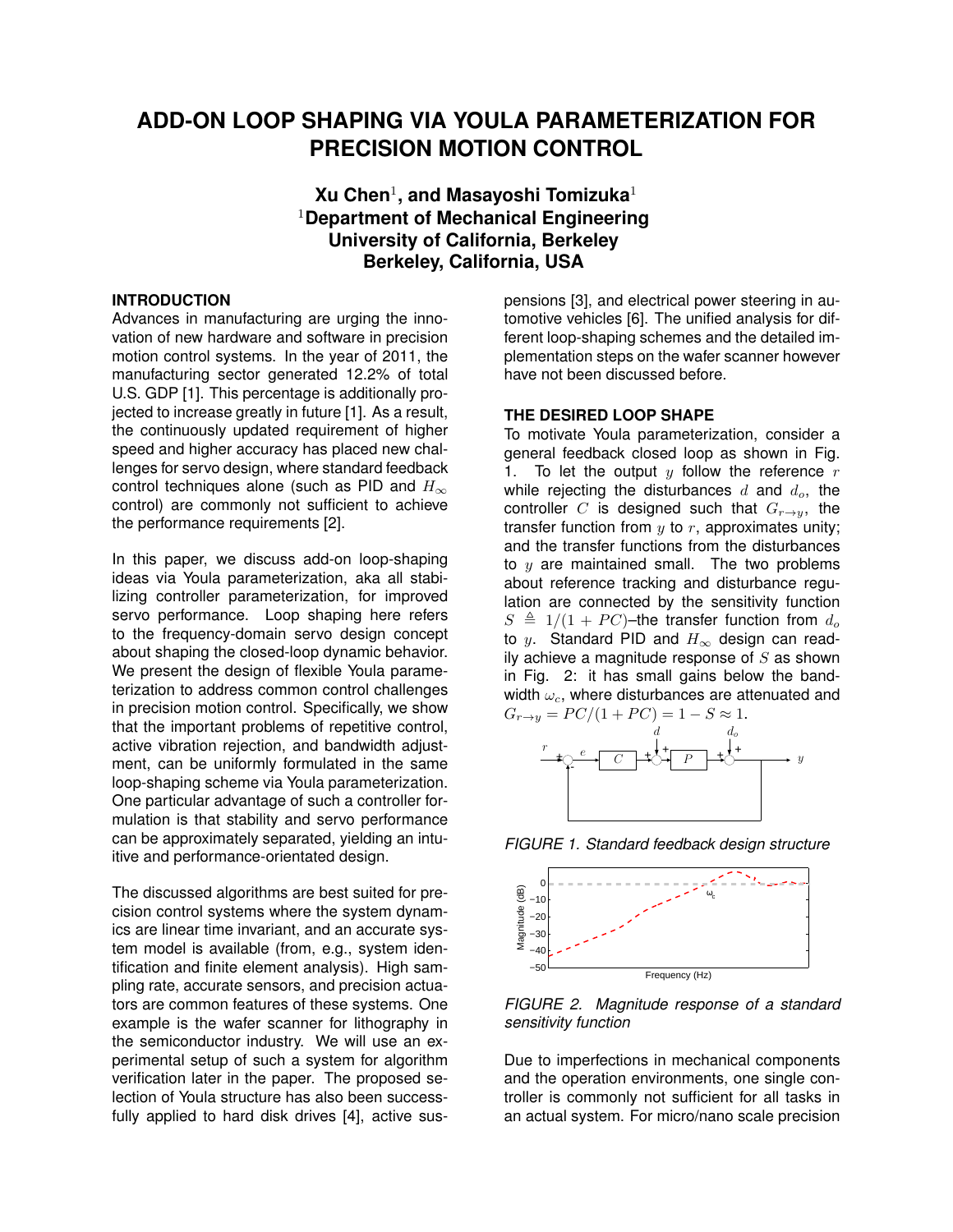# ADD-ON LOOP SHAPING VIA YOULA PARAMETERIZATION FOR PRECISION MOTION CONTROL

**Xu Chen**[1], **and Masayoshi Tomizuka**[1]
[1]**Department of Mechanical Engineering**
**University of California, Berkeley**
**Berkeley, California, USA**

## INTRODUCTION

Advances in manufacturing are urging the innovation of new hardware and software in precision motion control systems. In the year of 2011, the manufacturing sector generated 12.2% of total U.S. GDP [1]. This percentage is additionally projected to increase greatly in future [1]. As a result, the continuously updated requirement of higher speed and higher accuracy has placed new challenges for servo design, where standard feedback control techniques alone (such as PID and $H_\infty$ control) are commonly not sufficient to achieve the performance requirements [2].

In this paper, we discuss add-on loop-shaping ideas via Youla parameterization, aka all stabilizing controller parameterization, for improved servo performance. Loop shaping here refers to the frequency-domain servo design concept about shaping the closed-loop dynamic behavior. We present the design of flexible Youla parameterization to address common control challenges in precision motion control. Specifically, we show that the important problems of repetitive control, active vibration rejection, and bandwidth adjustment, can be uniformly formulated in the same loop-shaping scheme via Youla parameterization. One particular advantage of such a controller formulation is that stability and servo performance can be approximately separated, yielding an intuitive and performance-orientated design.

The discussed algorithms are best suited for precision control systems where the system dynamics are linear time invariant, and an accurate system model is available (from, e.g., system identification and finite element analysis). High sampling rate, accurate sensors, and precision actuators are common features of these systems. One example is the wafer scanner for lithography in the semiconductor industry. We will use an experimental setup of such a system for algorithm verification later in the paper. The proposed selection of Youla structure has also been successfully applied to hard disk drives [4], active suspensions [3], and electrical power steering in automotive vehicles [6]. The unified analysis for different loop-shaping schemes and the detailed implementation steps on the wafer scanner however have not been discussed before.

## THE DESIRED LOOP SHAPE

To motivate Youla parameterization, consider a general feedback closed loop as shown in Fig. 1. To let the output $y$ follow the reference $r$ while rejecting the disturbances $d$ and $d_o$, the controller $C$ is designed such that $G_{r\rightarrow y}$, the transfer function from $y$ to $r$, approximates unity; and the transfer functions from the disturbances to $y$ are maintained small. The two problems about reference tracking and disturbance regulation are connected by the sensitivity function $S \triangleq 1/(1+PC)$–the transfer function from $d_o$ to $y$. Standard PID and $H_\infty$ design can readily achieve a magnitude response of $S$ as shown in Fig. 2: it has small gains below the bandwidth $\omega_c$, where disturbances are attenuated and $G_{r\rightarrow y} = PC/(1+PC) = 1 - S \approx 1$.

*FIGURE 1. Standard feedback design structure*

*FIGURE 2. Magnitude response of a standard sensitivity function*

Due to imperfections in mechanical components and the operation environments, one single controller is commonly not sufficient for all tasks in an actual system. For micro/nano scale precision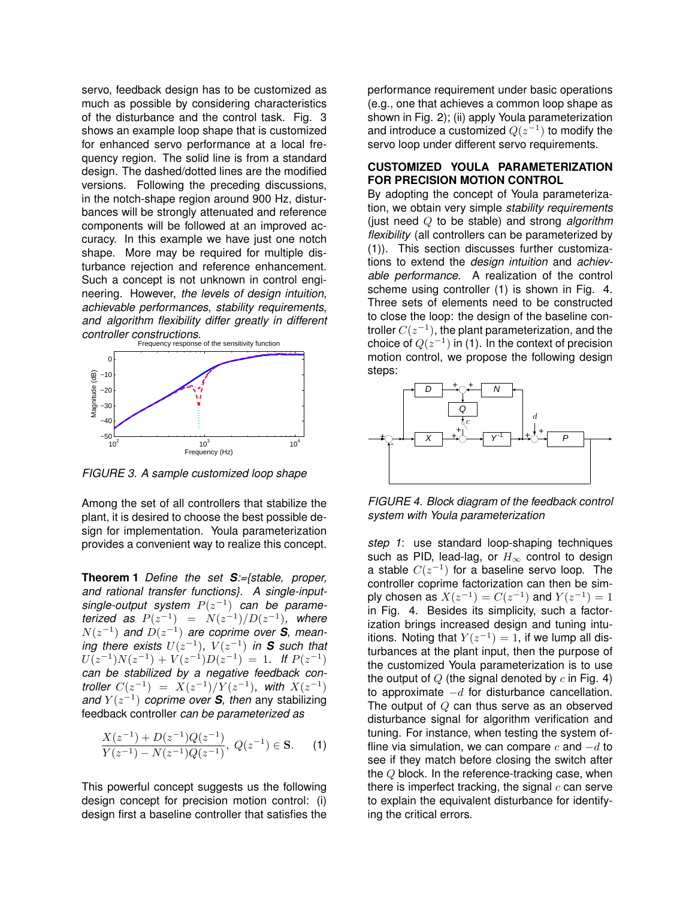servo, feedback design has to be customized as much as possible by considering characteristics of the disturbance and the control task. Fig. 3 shows an example loop shape that is customized for enhanced servo performance at a local frequency region. The solid line is from a standard design. The dashed/dotted lines are the modified versions. Following the preceding discussions, in the notch-shape region around 900 Hz, disturbances will be strongly attenuated and reference components will be followed at an improved accuracy. In this example we have just one notch shape. More may be required for multiple disturbance rejection and reference enhancement. Such a concept is not unknown in control engineering. However, *the levels of design intuition*, *achievable performances*, *stability requirements*, *and algorithm flexibility differ greatly in different controller constructions*.

FIGURE 3. A sample customized loop shape

Among the set of all controllers that stabilize the plant, it is desired to choose the best possible design for implementation. Youla parameterization provides a convenient way to realize this concept.

**Theorem 1** *Define the set* ***S****:={stable, proper, and rational transfer functions}. A single-input-single-output system* $P(z^{-1})$ *can be parameterized as* $P(z^{-1}) = N(z^{-1})/D(z^{-1})$*, where* $N(z^{-1})$ *and* $D(z^{-1})$ *are coprime over* ***S****, meaning there exists* $U(z^{-1})$*,* $V(z^{-1})$ *in* ***S*** *such that* $U(z^{-1})N(z^{-1}) + V(z^{-1})D(z^{-1}) = 1$*. If* $P(z^{-1})$ *can be stabilized by a negative feedback controller* $C(z^{-1}) = X(z^{-1})/Y(z^{-1})$*, with* $X(z^{-1})$ *and* $Y(z^{-1})$ *coprime over* ***S****, then* any stabilizing feedback controller *can be parameterized as*

$$\frac{X(z^{-1}) + D(z^{-1})Q(z^{-1})}{Y(z^{-1}) - N(z^{-1})Q(z^{-1})},\ Q(z^{-1}) \in \mathbf{S}. \qquad (1)$$

This powerful concept suggests us the following design concept for precision motion control: (i) design first a baseline controller that satisfies the performance requirement under basic operations (e.g., one that achieves a common loop shape as shown in Fig. 2); (ii) apply Youla parameterization and introduce a customized $Q(z^{-1})$ to modify the servo loop under different servo requirements.

## CUSTOMIZED YOULA PARAMETERIZATION FOR PRECISION MOTION CONTROL

By adopting the concept of Youla parameterization, we obtain very simple *stability requirements* (just need $Q$ to be stable) and strong *algorithm flexibility* (all controllers can be parameterized by (1)). This section discusses further customizations to extend the *design intuition* and *achievable performance*. A realization of the control scheme using controller (1) is shown in Fig. 4. Three sets of elements need to be constructed to close the loop: the design of the baseline controller $C(z^{-1})$, the plant parameterization, and the choice of $Q(z^{-1})$ in (1). In the context of precision motion control, we propose the following design steps:

FIGURE 4. Block diagram of the feedback control system with Youla parameterization

*step 1*: use standard loop-shaping techniques such as PID, lead-lag, or $H_\infty$ control to design a stable $C(z^{-1})$ for a baseline servo loop. The controller coprime factorization can then be simply chosen as $X(z^{-1}) = C(z^{-1})$ and $Y(z^{-1}) = 1$ in Fig. 4. Besides its simplicity, such a factorization brings increased design and tuning intuitions. Noting that $Y(z^{-1}) = 1$, if we lump all disturbances at the plant input, then the purpose of the customized Youla parameterization is to use the output of $Q$ (the signal denoted by $c$ in Fig. 4) to approximate $-d$ for disturbance cancellation. The output of $Q$ can thus serve as an observed disturbance signal for algorithm verification and tuning. For instance, when testing the system offline via simulation, we can compare $c$ and $-d$ to see if they match before closing the switch after the $Q$ block. In the reference-tracking case, when there is imperfect tracking, the signal $c$ can serve to explain the equivalent disturbance for identifying the critical errors.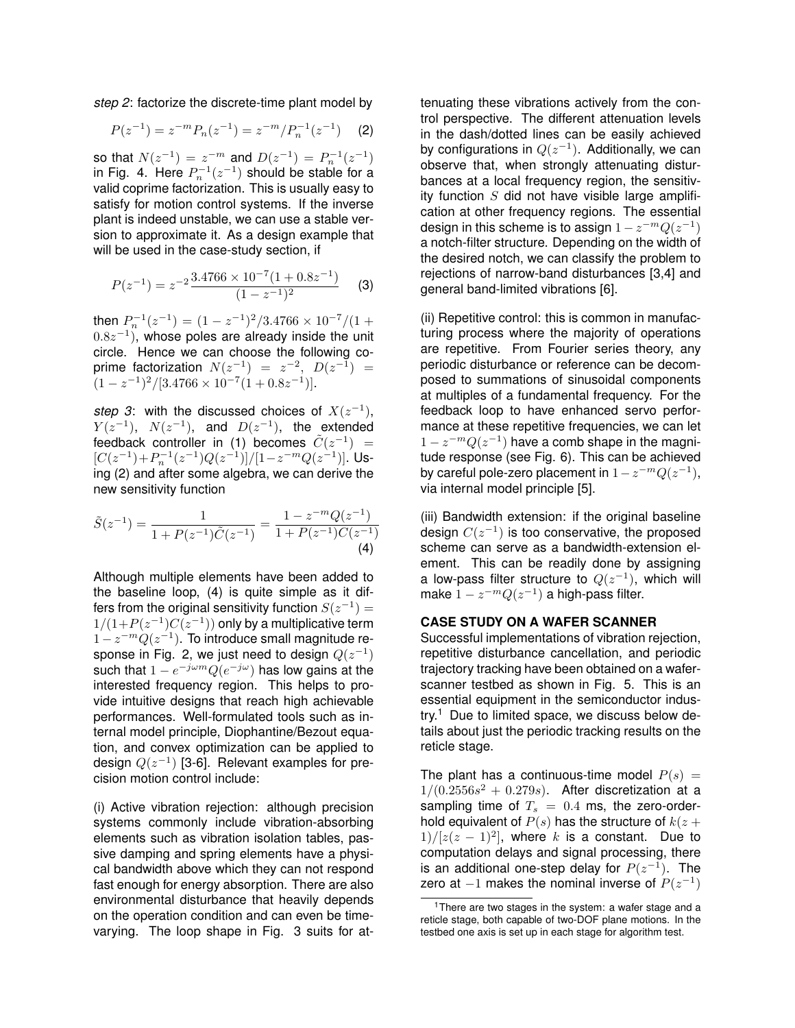*step 2*: factorize the discrete-time plant model by

$$P(z^{-1}) = z^{-m}P_n(z^{-1}) = z^{-m}/P_n^{-1}(z^{-1}) \quad (2)$$

so that $N(z^{-1}) = z^{-m}$ and $D(z^{-1}) = P_n^{-1}(z^{-1})$ in Fig. 4. Here $P_n^{-1}(z^{-1})$ should be stable for a valid coprime factorization. This is usually easy to satisfy for motion control systems. If the inverse plant is indeed unstable, we can use a stable version to approximate it. As a design example that will be used in the case-study section, if

$$P(z^{-1}) = z^{-2}\frac{3.4766 \times 10^{-7}(1 + 0.8z^{-1})}{(1 - z^{-1})^2} \quad (3)$$

then $P_n^{-1}(z^{-1}) = (1 - z^{-1})^2/3.4766 \times 10^{-7}/(1 + 0.8z^{-1})$, whose poles are already inside the unit circle. Hence we can choose the following coprime factorization $N(z^{-1}) = z^{-2}$, $D(z^{-1}) = (1 - z^{-1})^2/[3.4766 \times 10^{-7}(1 + 0.8z^{-1})]$.

*step 3*: with the discussed choices of $X(z^{-1})$, $Y(z^{-1})$, $N(z^{-1})$, and $D(z^{-1})$, the extended feedback controller in (1) becomes $\tilde{C}(z^{-1}) = [C(z^{-1}) + P_n^{-1}(z^{-1})Q(z^{-1})]/[1 - z^{-m}Q(z^{-1})]$. Using (2) and after some algebra, we can derive the new sensitivity function

$$\tilde{S}(z^{-1}) = \frac{1}{1 + P(z^{-1})\tilde{C}(z^{-1})} = \frac{1 - z^{-m}Q(z^{-1})}{1 + P(z^{-1})C(z^{-1})} \quad (4)$$

Although multiple elements have been added to the baseline loop, (4) is quite simple as it differs from the original sensitivity function $S(z^{-1}) = 1/(1 + P(z^{-1})C(z^{-1}))$ only by a multiplicative term $1 - z^{-m}Q(z^{-1})$. To introduce small magnitude response in Fig. 2, we just need to design $Q(z^{-1})$ such that $1 - e^{-j\omega m}Q(e^{-j\omega})$ has low gains at the interested frequency region. This helps to provide intuitive designs that reach high achievable performances. Well-formulated tools such as internal model principle, Diophantine/Bezout equation, and convex optimization can be applied to design $Q(z^{-1})$ [3-6]. Relevant examples for precision motion control include:

(i) Active vibration rejection: although precision systems commonly include vibration-absorbing elements such as vibration isolation tables, passive damping and spring elements have a physical bandwidth above which they can not respond fast enough for energy absorption. There are also environmental disturbance that heavily depends on the operation condition and can even be time-varying. The loop shape in Fig. 3 suits for attenuating these vibrations actively from the control perspective. The different attenuation levels in the dash/dotted lines can be easily achieved by configurations in $Q(z^{-1})$. Additionally, we can observe that, when strongly attenuating disturbances at a local frequency region, the sensitivity function $S$ did not have visible large amplification at other frequency regions. The essential design in this scheme is to assign $1 - z^{-m}Q(z^{-1})$ a notch-filter structure. Depending on the width of the desired notch, we can classify the problem to rejections of narrow-band disturbances [3,4] and general band-limited vibrations [6].

(ii) Repetitive control: this is common in manufacturing process where the majority of operations are repetitive. From Fourier series theory, any periodic disturbance or reference can be decomposed to summations of sinusoidal components at multiples of a fundamental frequency. For the feedback loop to have enhanced servo performance at these repetitive frequencies, we can let $1 - z^{-m}Q(z^{-1})$ have a comb shape in the magnitude response (see Fig. 6). This can be achieved by careful pole-zero placement in $1 - z^{-m}Q(z^{-1})$, via internal model principle [5].

(iii) Bandwidth extension: if the original baseline design $C(z^{-1})$ is too conservative, the proposed scheme can serve as a bandwidth-extension element. This can be readily done by assigning a low-pass filter structure to $Q(z^{-1})$, which will make $1 - z^{-m}Q(z^{-1})$ a high-pass filter.

## CASE STUDY ON A WAFER SCANNER

Successful implementations of vibration rejection, repetitive disturbance cancellation, and periodic trajectory tracking have been obtained on a wafer-scanner testbed as shown in Fig. 5. This is an essential equipment in the semiconductor industry.[1] Due to limited space, we discuss below details about just the periodic tracking results on the reticle stage.

The plant has a continuous-time model $P(s) = 1/(0.2556s^2 + 0.279s)$. After discretization at a sampling time of $T_s = 0.4$ ms, the zero-order-hold equivalent of $P(s)$ has the structure of $k(z + 1)/[z(z - 1)^2]$, where $k$ is a constant. Due to computation delays and signal processing, there is an additional one-step delay for $P(z^{-1})$. The zero at $-1$ makes the nominal inverse of $P(z^{-1})$

[1] There are two stages in the system: a wafer stage and a reticle stage, both capable of two-DOF plane motions. In the testbed one axis is set up in each stage for algorithm test.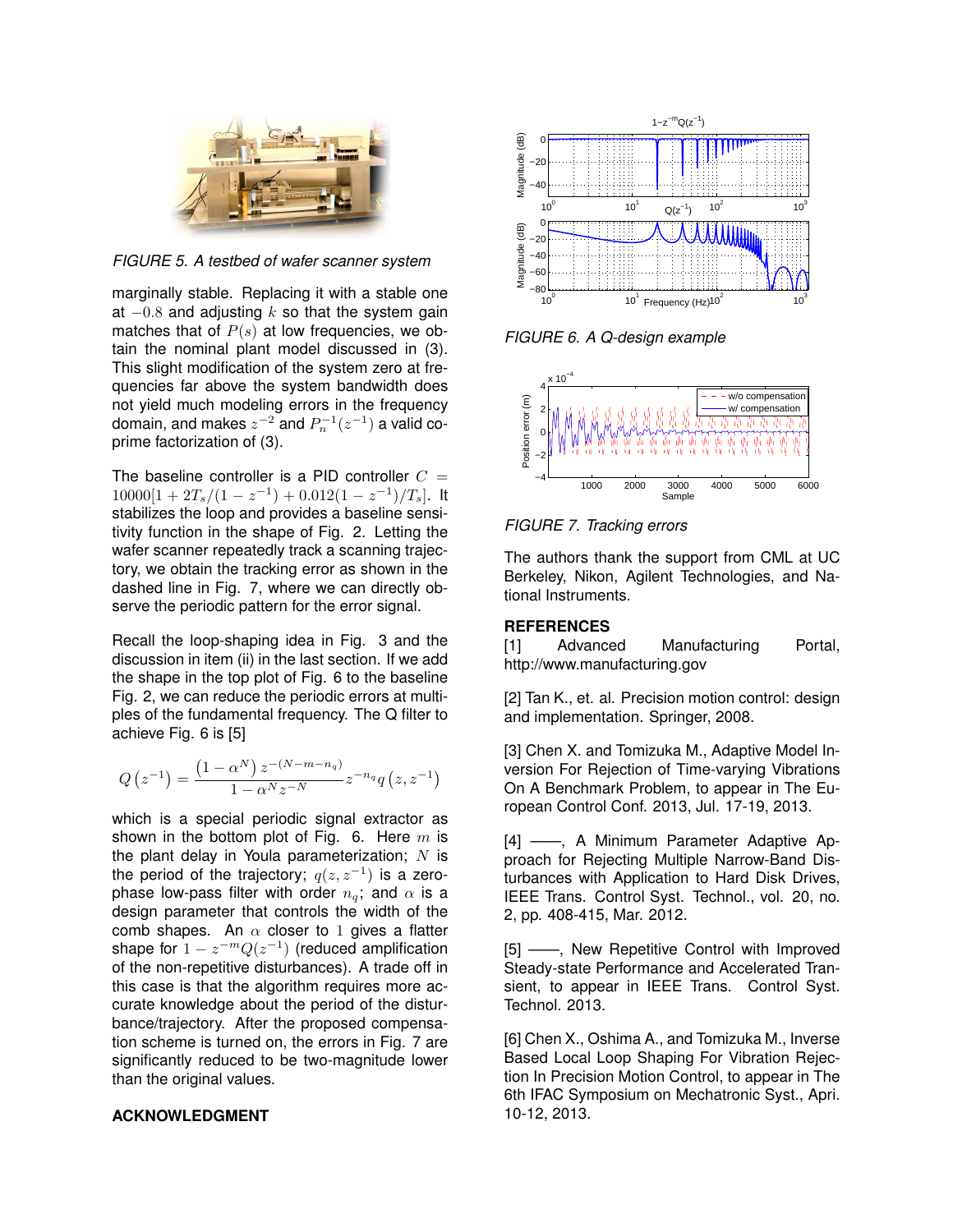FIGURE 5. A testbed of wafer scanner system

marginally stable. Replacing it with a stable one at $-0.8$ and adjusting $k$ so that the system gain matches that of $P(s)$ at low frequencies, we obtain the nominal plant model discussed in (3). This slight modification of the system zero at frequencies far above the system bandwidth does not yield much modeling errors in the frequency domain, and makes $z^{-2}$ and $P_n^{-1}(z^{-1})$ a valid coprime factorization of (3).

The baseline controller is a PID controller $C = 10000[1 + 2T_s/(1-z^{-1}) + 0.012(1-z^{-1})/T_s]$. It stabilizes the loop and provides a baseline sensitivity function in the shape of Fig. 2. Letting the wafer scanner repeatedly track a scanning trajectory, we obtain the tracking error as shown in the dashed line in Fig. 7, where we can directly observe the periodic pattern for the error signal.

Recall the loop-shaping idea in Fig. 3 and the discussion in item (ii) in the last section. If we add the shape in the top plot of Fig. 6 to the baseline Fig. 2, we can reduce the periodic errors at multiples of the fundamental frequency. The Q filter to achieve Fig. 6 is [5]

$$Q\left(z^{-1}\right) = \frac{\left(1-\alpha^N\right) z^{-(N-m-n_q)}}{1-\alpha^N z^{-N}} z^{-n_q} q\left(z, z^{-1}\right)$$

which is a special periodic signal extractor as shown in the bottom plot of Fig. 6. Here $m$ is the plant delay in Youla parameterization; $N$ is the period of the trajectory; $q(z, z^{-1})$ is a zero-phase low-pass filter with order $n_q$; and $\alpha$ is a design parameter that controls the width of the comb shapes. An $\alpha$ closer to $1$ gives a flatter shape for $1 - z^{-m}Q(z^{-1})$ (reduced amplification of the non-repetitive disturbances). A trade off in this case is that the algorithm requires more accurate knowledge about the period of the disturbance/trajectory. After the proposed compensation scheme is turned on, the errors in Fig. 7 are significantly reduced to be two-magnitude lower than the original values.

## ACKNOWLEDGMENT

1−z^−m Q(z^−1)
Magnitude (dB)
0
−20
−40
10^0 10^1 10^2 10^3
Q(z^−1)
Magnitude (dB)
0
−20
−40
−60
−80
10^0 10^1 Frequency (Hz) 10^2 10^3

FIGURE 6. A Q-design example

x 10^−4
4
2
0
−2
−4
Position error (m)
w/o compensation
w/ compensation
1000 2000 3000 4000 5000 6000
Sample

FIGURE 7. Tracking errors

The authors thank the support from CML at UC Berkeley, Nikon, Agilent Technologies, and National Instruments.

## REFERENCES

[1] Advanced Manufacturing Portal, http://www.manufacturing.gov

[2] Tan K., et. al. Precision motion control: design and implementation. Springer, 2008.

[3] Chen X. and Tomizuka M., Adaptive Model Inversion For Rejection of Time-varying Vibrations On A Benchmark Problem, to appear in The European Control Conf. 2013, Jul. 17-19, 2013.

[4] ——, A Minimum Parameter Adaptive Approach for Rejecting Multiple Narrow-Band Disturbances with Application to Hard Disk Drives, IEEE Trans. Control Syst. Technol., vol. 20, no. 2, pp. 408-415, Mar. 2012.

[5] ——, New Repetitive Control with Improved Steady-state Performance and Accelerated Transient, to appear in IEEE Trans. Control Syst. Technol. 2013.

[6] Chen X., Oshima A., and Tomizuka M., Inverse Based Local Loop Shaping For Vibration Rejection In Precision Motion Control, to appear in The 6th IFAC Symposium on Mechatronic Syst., Apri. 10-12, 2013.